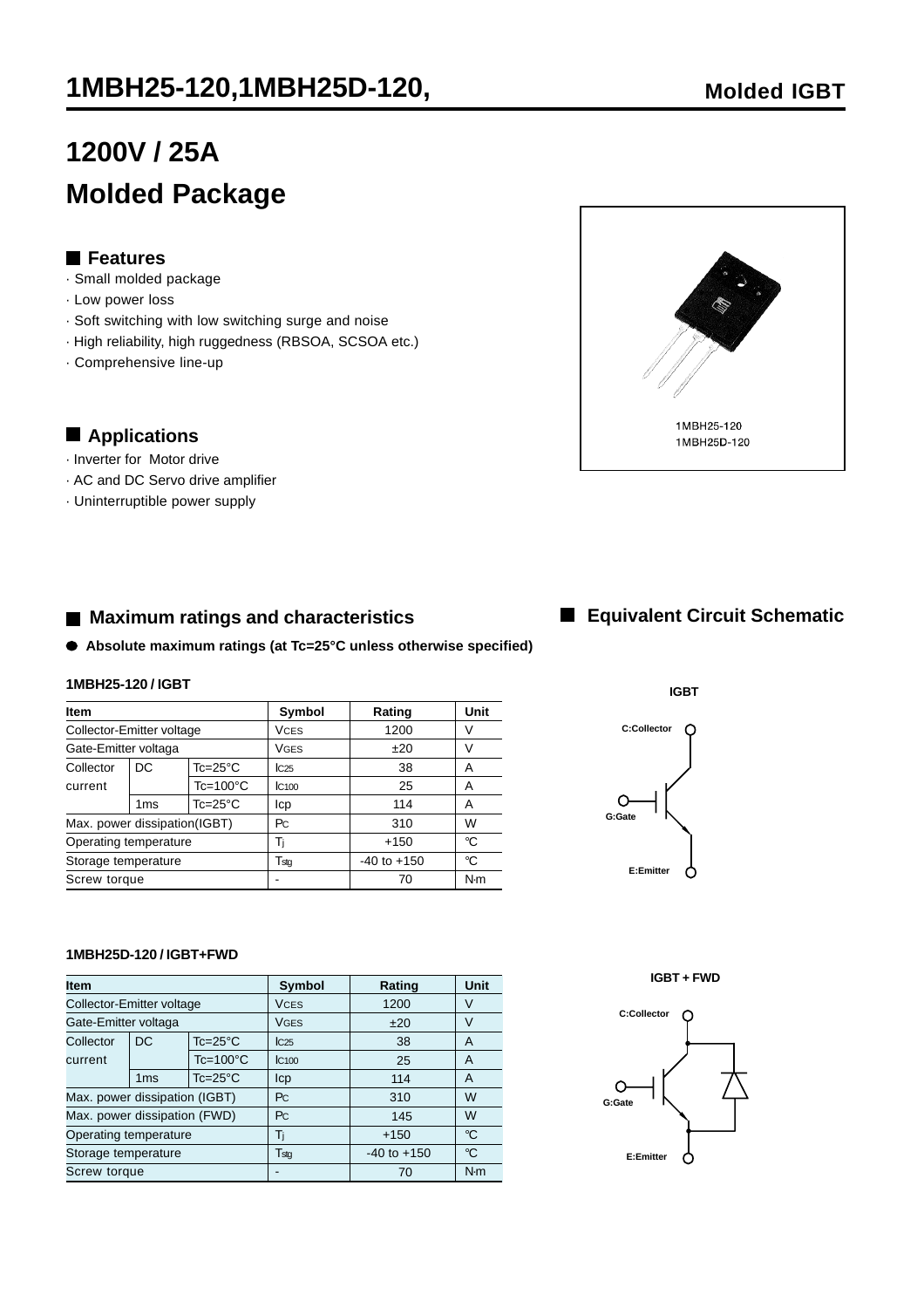# 1MBH25-120,1MBH25D-120,

**Molded IGBT**

## 1200V / 25A

## Molded Package

### Features

· Small molded package
· Low power loss
· Soft switching with low switching surge and noise
· High reliability, high ruggedness (RBSOA, SCSOA etc.)
· Comprehensive line-up

1MBH25-120
1MBH25D-120

### Applications

· Inverter for Motor drive
· AC and DC Servo drive amplifier
· Uninterruptible power supply

### Maximum ratings and characteristics

● **Absolute maximum ratings (at Tc=25°C unless otherwise specified)**

**1MBH25-120 / IGBT**

| Item | | | Symbol | Rating | Unit |
|---|---|---|---|---|---|
| Collector-Emitter voltage | | | $V_{CES}$ | 1200 | V |
| Gate-Emitter voltaga | | | $V_{GES}$ | ±20 | V |
| Collector current | DC | Tc=25°C | $I_{C25}$ | 38 | A |
| | | Tc=100°C | $I_{C100}$ | 25 | A |
| | 1ms | Tc=25°C | Icp | 114 | A |
| Max. power dissipation(IGBT) | | | $P_C$ | 310 | W |
| Operating temperature | | | $T_j$ | +150 | °C |
| Storage temperature | | | $T_{stg}$ | -40 to +150 | °C |
| Screw torque | | | - | 70 | N·m |

**1MBH25D-120 / IGBT+FWD**

| Item | | | Symbol | Rating | Unit |
|---|---|---|---|---|---|
| Collector-Emitter voltage | | | $V_{CES}$ | 1200 | V |
| Gate-Emitter voltaga | | | $V_{GES}$ | ±20 | V |
| Collector current | DC | Tc=25°C | $I_{C25}$ | 38 | A |
| | | Tc=100°C | $I_{C100}$ | 25 | A |
| | 1ms | Tc=25°C | Icp | 114 | A |
| Max. power dissipation (IGBT) | | | $P_C$ | 310 | W |
| Max. power dissipation (FWD) | | | $P_C$ | 145 | W |
| Operating temperature | | | $T_j$ | +150 | °C |
| Storage temperature | | | $T_{stg}$ | -40 to +150 | °C |
| Screw torque | | | - | 70 | N·m |

### Equivalent Circuit Schematic

**IGBT**

C:Collector
G:Gate
E:Emitter

**IGBT + FWD**

C:Collector
G:Gate
E:Emitter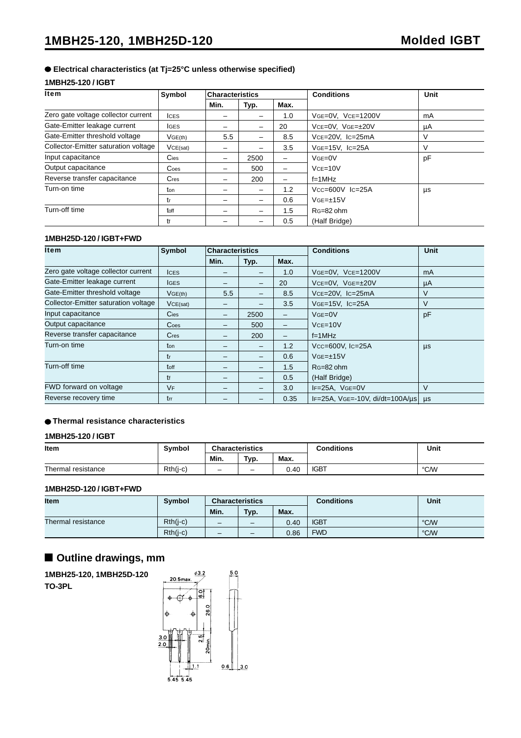# 1MBH25-120, 1MBH25D-120 Molded IGBT

## ● Electrical characteristics (at Tj=25°C unless otherwise specified)

### 1MBH25-120 / IGBT

| Item | Symbol | Characteristics | | | Conditions | Unit |
|---|---|---|---|---|---|---|
| | | Min. | Typ. | Max. | | |
| Zero gate voltage collector current | $I_{CES}$ | – | – | 1.0 | $V_{GE}$=0V, $V_{CE}$=1200V | mA |
| Gate-Emitter leakage current | $I_{GES}$ | – | – | 20 | $V_{CE}$=0V, $V_{GE}$=±20V | μA |
| Gate-Emitter threshold voltage | $V_{GE(th)}$ | 5.5 | – | 8.5 | $V_{CE}$=20V, $I_C$=25mA | V |
| Collector-Emitter saturation voltage | $V_{CE(sat)}$ | – | – | 3.5 | $V_{GE}$=15V, $I_C$=25A | V |
| Input capacitance | $C_{ies}$ | – | 2500 | – | $V_{GE}$=0V | pF |
| Output capacitance | $C_{oes}$ | – | 500 | – | $V_{CE}$=10V | |
| Reverse transfer capacitance | $C_{res}$ | – | 200 | – | f=1MHz | |
| Turn-on time | $t_{on}$ | – | – | 1.2 | $V_{CC}$=600V $I_C$=25A | μs |
| | $t_r$ | – | – | 0.6 | $V_{GE}$=±15V | |
| Turn-off time | $t_{off}$ | – | – | 1.5 | $R_G$=82 ohm | |
| | $t_f$ | – | – | 0.5 | (Half Bridge) | |

### 1MBH25D-120 / IGBT+FWD

| Item | Symbol | Characteristics | | | Conditions | Unit |
|---|---|---|---|---|---|---|
| | | Min. | Typ. | Max. | | |
| Zero gate voltage collector current | $I_{CES}$ | – | – | 1.0 | $V_{GE}$=0V, $V_{CE}$=1200V | mA |
| Gate-Emitter leakage current | $I_{GES}$ | – | – | 20 | $V_{CE}$=0V, $V_{GE}$=±20V | μA |
| Gate-Emitter threshold voltage | $V_{GE(th)}$ | 5.5 | – | 8.5 | $V_{CE}$=20V, $I_C$=25mA | V |
| Collector-Emitter saturation voltage | $V_{CE(sat)}$ | – | – | 3.5 | $V_{GE}$=15V, $I_C$=25A | V |
| Input capacitance | $C_{ies}$ | – | 2500 | – | $V_{GE}$=0V | pF |
| Output capacitance | $C_{oes}$ | – | 500 | – | $V_{CE}$=10V | |
| Reverse transfer capacitance | $C_{res}$ | – | 200 | – | f=1MHz | |
| Turn-on time | $t_{on}$ | – | – | 1.2 | $V_{CC}$=600V, $I_C$=25A | μs |
| | $t_r$ | – | – | 0.6 | $V_{GE}$=±15V | |
| Turn-off time | $t_{off}$ | – | – | 1.5 | $R_G$=82 ohm | |
| | $t_f$ | – | – | 0.5 | (Half Bridge) | |
| FWD forward on voltage | $V_F$ | – | – | 3.0 | $I_F$=25A, $V_{GE}$=0V | V |
| Reverse recovery time | $t_{rr}$ | – | – | 0.35 | $I_F$=25A, $V_{GE}$=-10V, di/dt=100A/μs | μs |

## ● Thermal resistance characteristics

### 1MBH25-120 / IGBT

| Item | Symbol | Characteristics | | | Conditions | Unit |
|---|---|---|---|---|---|---|
| | | Min. | Typ. | Max. | | |
| Thermal resistance | Rth(j-c) | – | – | 0.40 | IGBT | °C/W |

### 1MBH25D-120 / IGBT+FWD

| Item | Symbol | Characteristics | | | Conditions | Unit |
|---|---|---|---|---|---|---|
| | | Min. | Typ. | Max. | | |
| Thermal resistance | Rth(j-c) | – | – | 0.40 | IGBT | °C/W |
| | Rth(j-c) | – | – | 0.86 | FWD | °C/W |

## ■ Outline drawings, mm

**1MBH25-120, 1MBH25D-120**
**TO-3PL**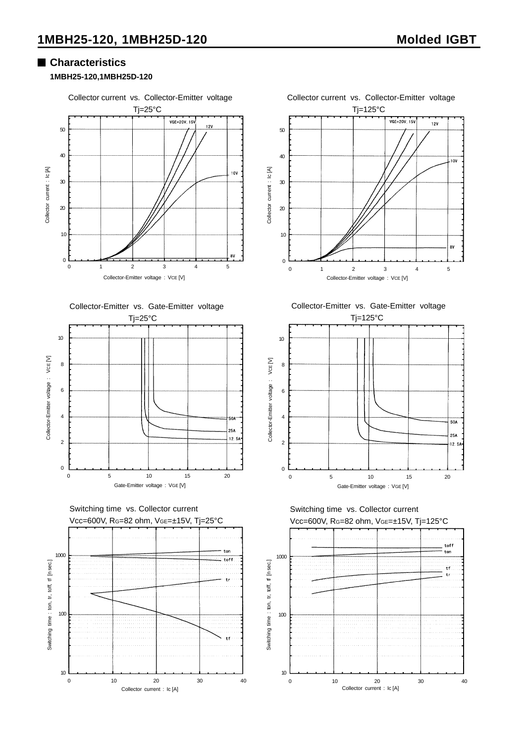## Characteristics

**1MBH25-120,1MBH25D-120**

Collector current vs. Collector-Emitter voltage
Tj=25°C

Collector current : Ic [A]

Collector-Emitter voltage : VCE [V]

Collector current vs. Collector-Emitter voltage
Tj=125°C

Collector current : Ic [A]

Collector-Emitter voltage : VCE [V]

Collector-Emitter vs. Gate-Emitter voltage
Tj=25°C

Collector-Emitter voltage : VCE [V]

Gate-Emitter voltage : VGE [V]

Collector-Emitter vs. Gate-Emitter voltage
Tj=125°C

Collector-Emitter voltage : VCE [V]

Gate-Emitter voltage : VGE [V]

Switching time vs. Collector current
Vcc=600V, RG=82 ohm, VGE=±15V, Tj=25°C

Switching time : ton, tr, toff, tf [n sec.]

Collector current : Ic [A]

Switching time vs. Collector current
Vcc=600V, RG=82 ohm, VGE=±15V, Tj=125°C

Switching time : ton, tr, toff, tf [n sec.]

Collector current : Ic [A]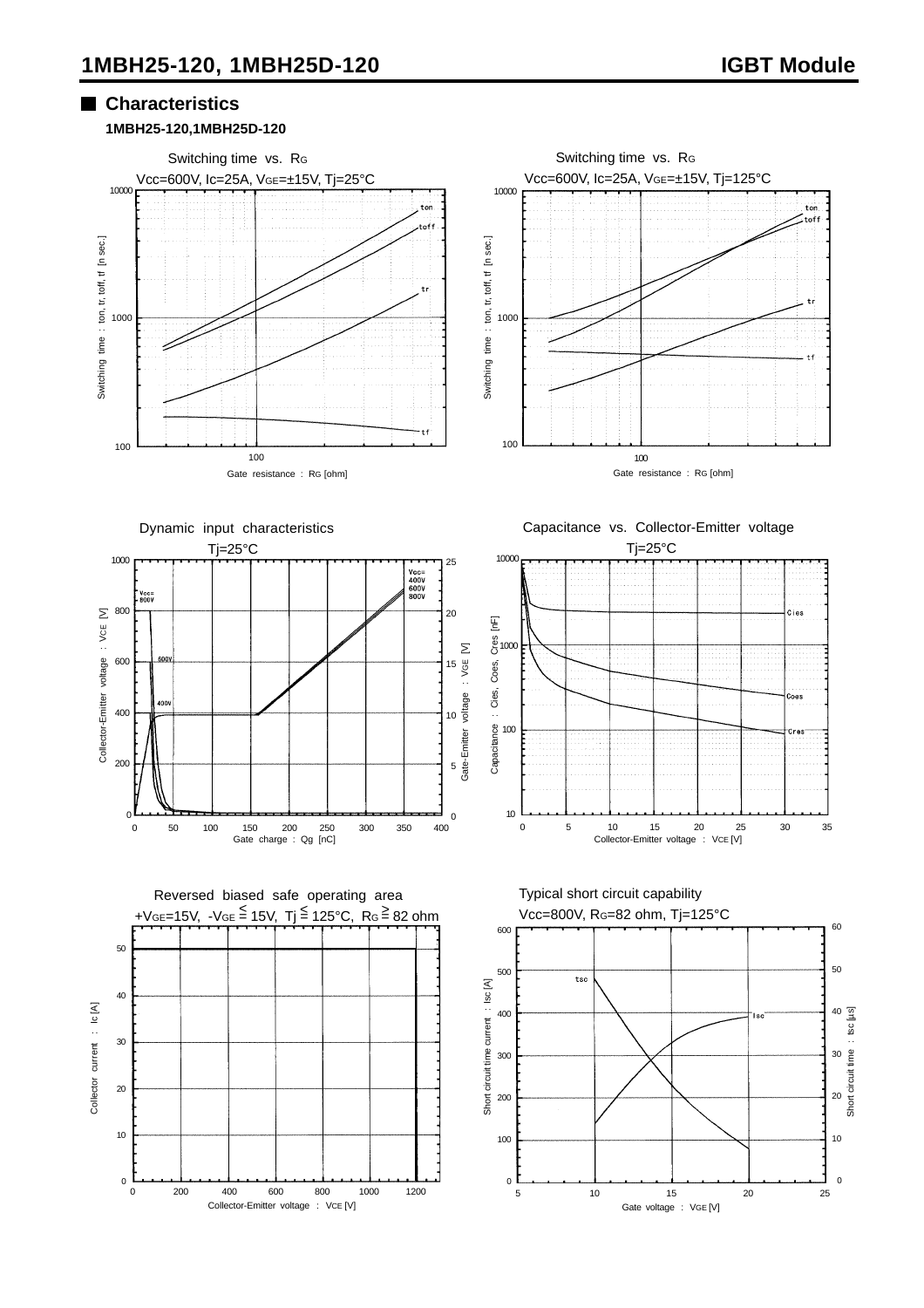## Characteristics

**1MBH25-120,1MBH25D-120**

Switching time vs. $R_G$
$V_{cc}$=600V, $I_c$=25A, $V_{GE}$=±15V, Tj=25°C

Switching time : ton, tr, toff, tf [n sec.]

Gate resistance : $R_G$ [ohm]

Switching time vs. $R_G$
$V_{cc}$=600V, $I_c$=25A, $V_{GE}$=±15V, Tj=125°C

Switching time : ton, tr, toff, tf [n sec.]

Gate resistance : $R_G$ [ohm]

Dynamic input characteristics
Tj=25°C

Collector-Emitter voltage : $V_{CE}$ [V]

Gate-Emitter voltage : $V_{GE}$ [V]

Gate charge : Qg [nC]

Capacitance vs. Collector-Emitter voltage
Tj=25°C

Capacitance : Cies, Coes, Cres [nF]

Collector-Emitter voltage : $V_{CE}$ [V]

Reversed biased safe operating area
+$V_{GE}$=15V, -$V_{GE}$ ≦ 15V, Tj ≦ 125°C, $R_G$ ≧ 82 ohm

Collector current : Ic [A]

Collector-Emitter voltage : $V_{CE}$ [V]

Typical short circuit capability
$V_{cc}$=800V, $R_G$=82 ohm, Tj=125°C

Short circuit time current : Isc [A]

Short circuit time : tsc [µs]

Gate voltage : $V_{GE}$ [V]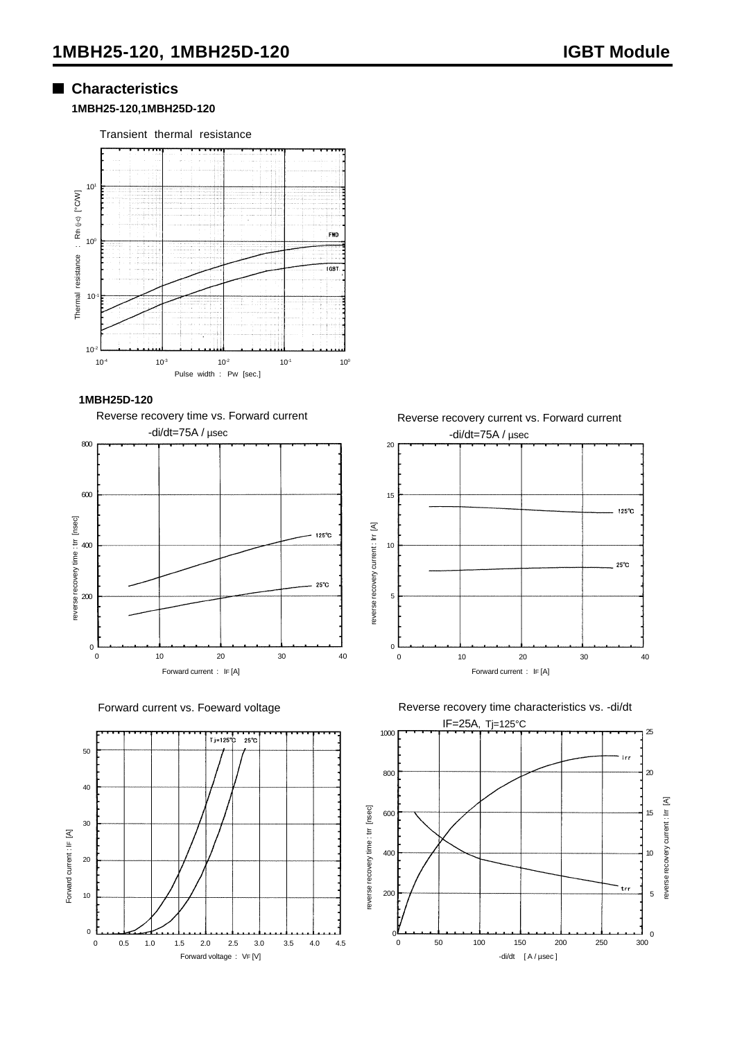## Characteristics

**1MBH25-120,1MBH25D-120**

Transient thermal resistance

Thermal resistance : Rth (j-c) [°C/W]

$10^{1}$

$10^{0}$

$10^{-1}$

$10^{-2}$

FWD

IGBT

$10^{-4}$ $10^{-3}$ $10^{-2}$ $10^{-1}$ $10^{0}$

Pulse width : Pw [sec.]

**1MBH25D-120**

Reverse recovery time vs. Forward current

-di/dt=75A / μsec

reverse recovery time : trr [nsec]

800

600

400

200

0

125°C

25°C

0 10 20 30 40

Forward current : IF [A]

Reverse recovery current vs. Forward current

-di/dt=75A / μsec

reverse recovery current : Irr [A]

20

15

10

5

0

125°C

25°C

0 10 20 30 40

Forward current : IF [A]

Forward current vs. Foeward voltage

Forward current : IF [A]

50

40

30

20

10

0

Tj=125°C 25°C

0 0.5 1.0 1.5 2.0 2.5 3.0 3.5 4.0 4.5

Forward voltage : VF [V]

Reverse recovery time characteristics vs. -di/dt

IF=25A, Tj=125°C

reverse recovery time : trr [nsec]

1000

800

600

400

200

0

reverse recovery current : Irr [A]

25

20

15

10

5

0

Irr

trr

0 50 100 150 200 250 300

-di/dt [A / μsec]